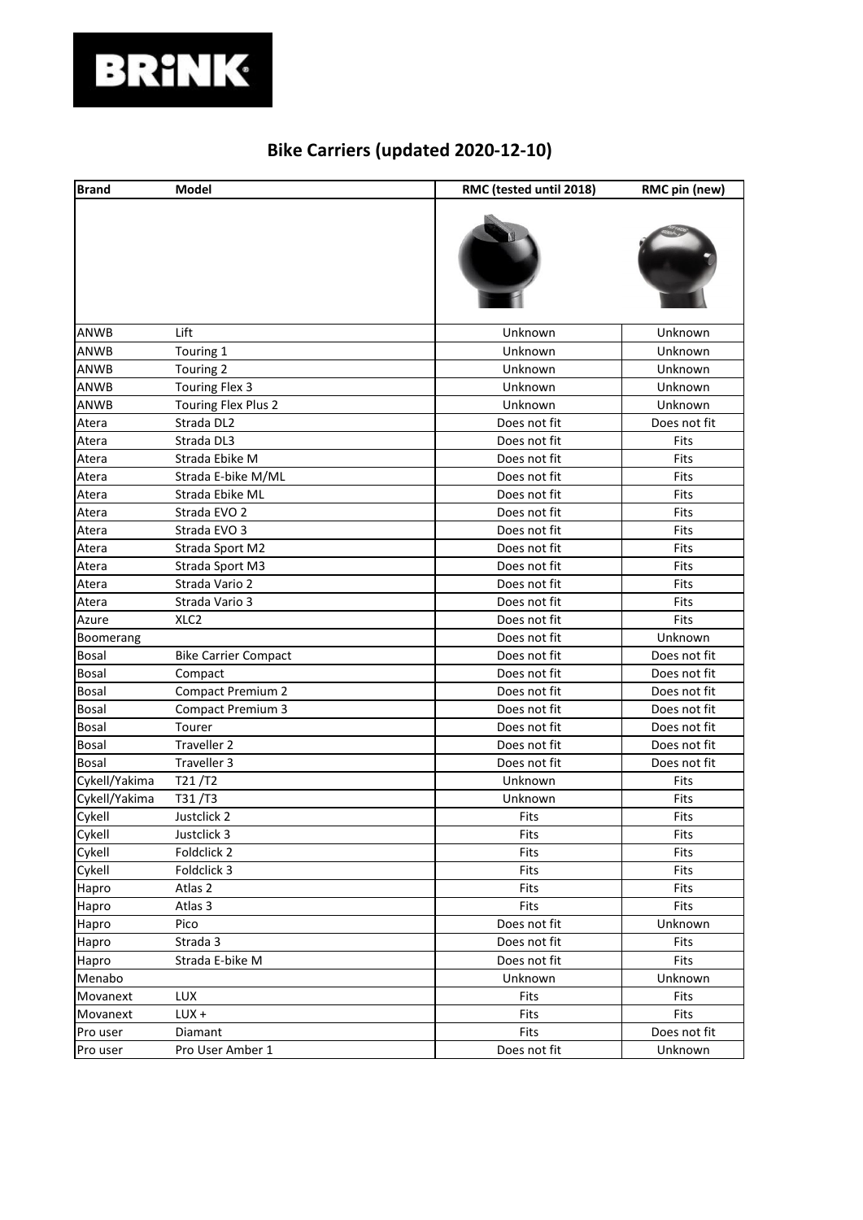# Bike Carriers (updated 2020-12-10)

| Brand | Model | RMC (tested until 2018) | RMC pin (new) |
|---|---|---|---|
| ANWB | Lift | Unknown | Unknown |
| ANWB | Touring 1 | Unknown | Unknown |
| ANWB | Touring 2 | Unknown | Unknown |
| ANWB | Touring Flex 3 | Unknown | Unknown |
| ANWB | Touring Flex Plus 2 | Unknown | Unknown |
| Atera | Strada DL2 | Does not fit | Does not fit |
| Atera | Strada DL3 | Does not fit | Fits |
| Atera | Strada Ebike M | Does not fit | Fits |
| Atera | Strada E-bike M/ML | Does not fit | Fits |
| Atera | Strada Ebike ML | Does not fit | Fits |
| Atera | Strada EVO 2 | Does not fit | Fits |
| Atera | Strada EVO 3 | Does not fit | Fits |
| Atera | Strada Sport M2 | Does not fit | Fits |
| Atera | Strada Sport M3 | Does not fit | Fits |
| Atera | Strada Vario 2 | Does not fit | Fits |
| Atera | Strada Vario 3 | Does not fit | Fits |
| Azure | XLC2 | Does not fit | Fits |
| Boomerang | | Does not fit | Unknown |
| Bosal | Bike Carrier Compact | Does not fit | Does not fit |
| Bosal | Compact | Does not fit | Does not fit |
| Bosal | Compact Premium 2 | Does not fit | Does not fit |
| Bosal | Compact Premium 3 | Does not fit | Does not fit |
| Bosal | Tourer | Does not fit | Does not fit |
| Bosal | Traveller 2 | Does not fit | Does not fit |
| Bosal | Traveller 3 | Does not fit | Does not fit |
| Cykell/Yakima | T21 /T2 | Unknown | Fits |
| Cykell/Yakima | T31 /T3 | Unknown | Fits |
| Cykell | Justclick 2 | Fits | Fits |
| Cykell | Justclick 3 | Fits | Fits |
| Cykell | Foldclick 2 | Fits | Fits |
| Cykell | Foldclick 3 | Fits | Fits |
| Hapro | Atlas 2 | Fits | Fits |
| Hapro | Atlas 3 | Fits | Fits |
| Hapro | Pico | Does not fit | Unknown |
| Hapro | Strada 3 | Does not fit | Fits |
| Hapro | Strada E-bike M | Does not fit | Fits |
| Menabo | | Unknown | Unknown |
| Movanext | LUX | Fits | Fits |
| Movanext | LUX + | Fits | Fits |
| Pro user | Diamant | Fits | Does not fit |
| Pro user | Pro User Amber 1 | Does not fit | Unknown |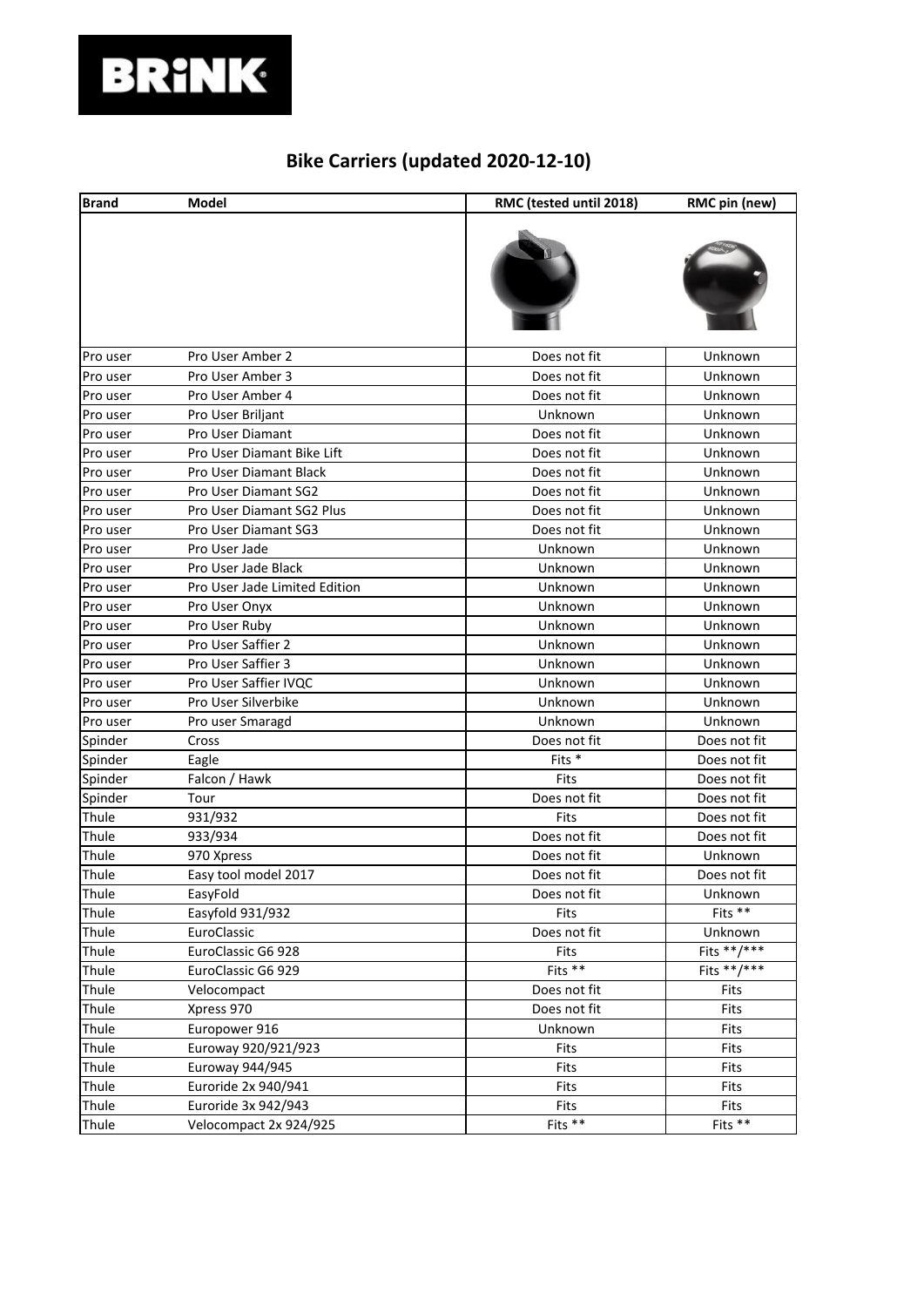# Bike Carriers (updated 2020-12-10)

| Brand | Model | RMC (tested until 2018) | RMC pin (new) |
|---|---|---|---|
| | | | |
| Pro user | Pro User Amber 2 | Does not fit | Unknown |
| Pro user | Pro User Amber 3 | Does not fit | Unknown |
| Pro user | Pro User Amber 4 | Does not fit | Unknown |
| Pro user | Pro User Briljant | Unknown | Unknown |
| Pro user | Pro User Diamant | Does not fit | Unknown |
| Pro user | Pro User Diamant Bike Lift | Does not fit | Unknown |
| Pro user | Pro User Diamant Black | Does not fit | Unknown |
| Pro user | Pro User Diamant SG2 | Does not fit | Unknown |
| Pro user | Pro User Diamant SG2 Plus | Does not fit | Unknown |
| Pro user | Pro User Diamant SG3 | Does not fit | Unknown |
| Pro user | Pro User Jade | Unknown | Unknown |
| Pro user | Pro User Jade Black | Unknown | Unknown |
| Pro user | Pro User Jade Limited Edition | Unknown | Unknown |
| Pro user | Pro User Onyx | Unknown | Unknown |
| Pro user | Pro User Ruby | Unknown | Unknown |
| Pro user | Pro User Saffier 2 | Unknown | Unknown |
| Pro user | Pro User Saffier 3 | Unknown | Unknown |
| Pro user | Pro User Saffier IVQC | Unknown | Unknown |
| Pro user | Pro User Silverbike | Unknown | Unknown |
| Pro user | Pro user Smaragd | Unknown | Unknown |
| Spinder | Cross | Does not fit | Does not fit |
| Spinder | Eagle | Fits * | Does not fit |
| Spinder | Falcon / Hawk | Fits | Does not fit |
| Spinder | Tour | Does not fit | Does not fit |
| Thule | 931/932 | Fits | Does not fit |
| Thule | 933/934 | Does not fit | Does not fit |
| Thule | 970 Xpress | Does not fit | Unknown |
| Thule | Easy tool model 2017 | Does not fit | Does not fit |
| Thule | EasyFold | Does not fit | Unknown |
| Thule | Easyfold 931/932 | Fits | Fits ** |
| Thule | EuroClassic | Does not fit | Unknown |
| Thule | EuroClassic G6 928 | Fits | Fits **/*** |
| Thule | EuroClassic G6 929 | Fits ** | Fits **/*** |
| Thule | Velocompact | Does not fit | Fits |
| Thule | Xpress 970 | Does not fit | Fits |
| Thule | Europower 916 | Unknown | Fits |
| Thule | Euroway 920/921/923 | Fits | Fits |
| Thule | Euroway 944/945 | Fits | Fits |
| Thule | Euroride 2x 940/941 | Fits | Fits |
| Thule | Euroride 3x 942/943 | Fits | Fits |
| Thule | Velocompact 2x 924/925 | Fits ** | Fits ** |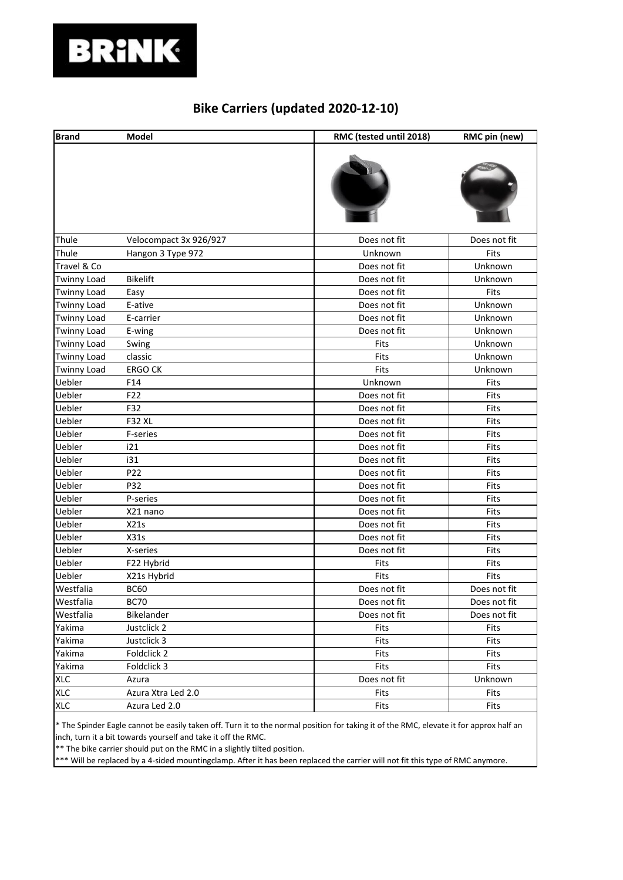# Bike Carriers (updated 2020-12-10)

| Brand | Model | RMC (tested until 2018) | RMC pin (new) |
|---|---|---|---|
| | | | |
| Thule | Velocompact 3x 926/927 | Does not fit | Does not fit |
| Thule | Hangon 3 Type 972 | Unknown | Fits |
| Travel & Co | | Does not fit | Unknown |
| Twinny Load | Bikelift | Does not fit | Unknown |
| Twinny Load | Easy | Does not fit | Fits |
| Twinny Load | E-ative | Does not fit | Unknown |
| Twinny Load | E-carrier | Does not fit | Unknown |
| Twinny Load | E-wing | Does not fit | Unknown |
| Twinny Load | Swing | Fits | Unknown |
| Twinny Load | classic | Fits | Unknown |
| Twinny Load | ERGO CK | Fits | Unknown |
| Uebler | F14 | Unknown | Fits |
| Uebler | F22 | Does not fit | Fits |
| Uebler | F32 | Does not fit | Fits |
| Uebler | F32 XL | Does not fit | Fits |
| Uebler | F-series | Does not fit | Fits |
| Uebler | i21 | Does not fit | Fits |
| Uebler | i31 | Does not fit | Fits |
| Uebler | P22 | Does not fit | Fits |
| Uebler | P32 | Does not fit | Fits |
| Uebler | P-series | Does not fit | Fits |
| Uebler | X21 nano | Does not fit | Fits |
| Uebler | X21s | Does not fit | Fits |
| Uebler | X31s | Does not fit | Fits |
| Uebler | X-series | Does not fit | Fits |
| Uebler | F22 Hybrid | Fits | Fits |
| Uebler | X21s Hybrid | Fits | Fits |
| Westfalia | BC60 | Does not fit | Does not fit |
| Westfalia | BC70 | Does not fit | Does not fit |
| Westfalia | Bikelander | Does not fit | Does not fit |
| Yakima | Justclick 2 | Fits | Fits |
| Yakima | Justclick 3 | Fits | Fits |
| Yakima | Foldclick 2 | Fits | Fits |
| Yakima | Foldclick 3 | Fits | Fits |
| XLC | Azura | Does not fit | Unknown |
| XLC | Azura Xtra Led 2.0 | Fits | Fits |
| XLC | Azura Led 2.0 | Fits | Fits |

* The Spinder Eagle cannot be easily taken off. Turn it to the normal position for taking it of the RMC, elevate it for approx half an inch, turn it a bit towards yourself and take it off the RMC.

** The bike carrier should put on the RMC in a slightly tilted position.

*** Will be replaced by a 4-sided mountingclamp. After it has been replaced the carrier will not fit this type of RMC anymore.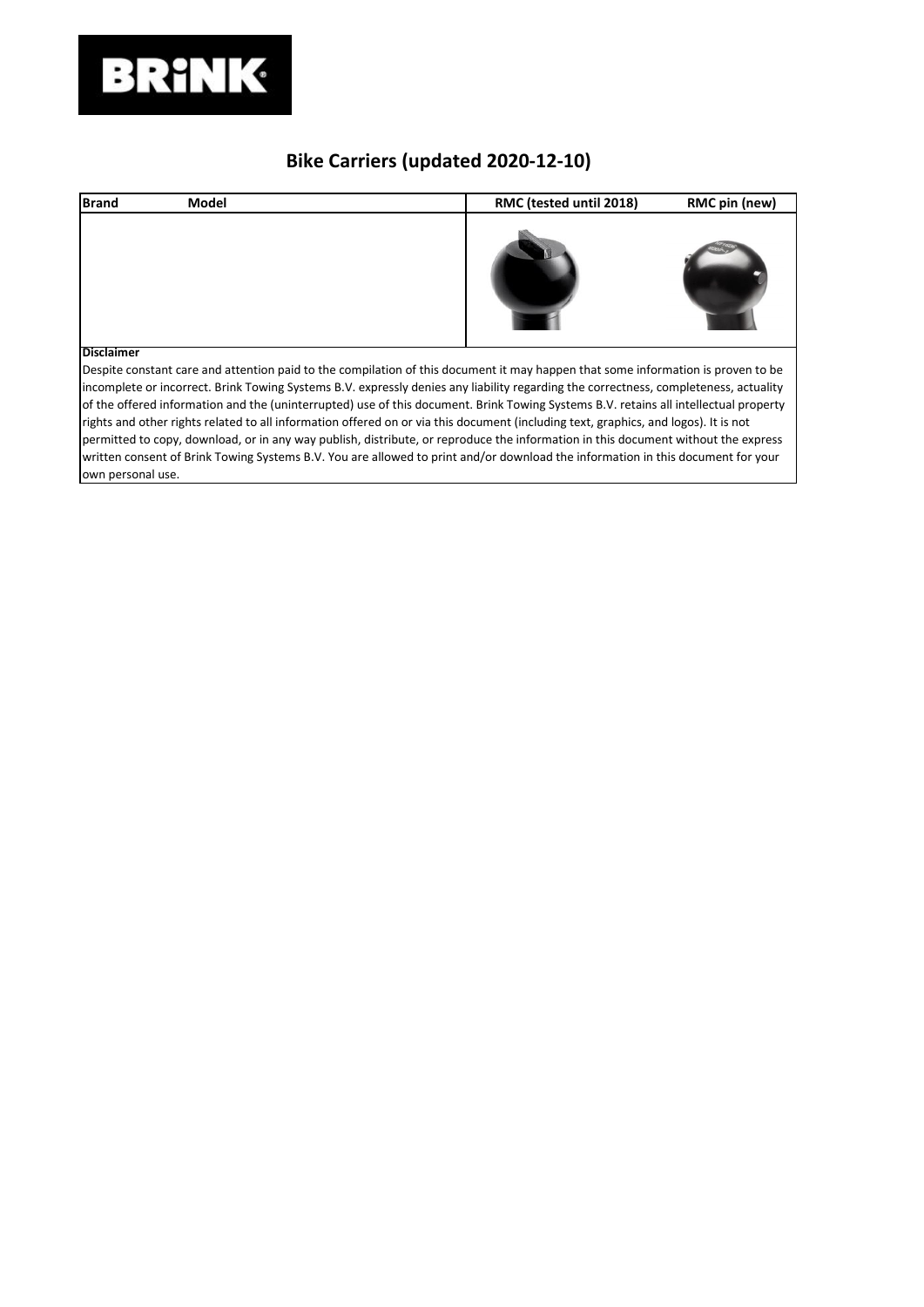# Bike Carriers (updated 2020-12-10)

| Brand | Model | RMC (tested until 2018) | RMC pin (new) |
|---|---|---|---|
| | | | |

**Disclaimer**

Despite constant care and attention paid to the compilation of this document it may happen that some information is proven to be incomplete or incorrect. Brink Towing Systems B.V. expressly denies any liability regarding the correctness, completeness, actuality of the offered information and the (uninterrupted) use of this document. Brink Towing Systems B.V. retains all intellectual property rights and other rights related to all information offered on or via this document (including text, graphics, and logos). It is not permitted to copy, download, or in any way publish, distribute, or reproduce the information in this document without the express written consent of Brink Towing Systems B.V. You are allowed to print and/or download the information in this document for your own personal use.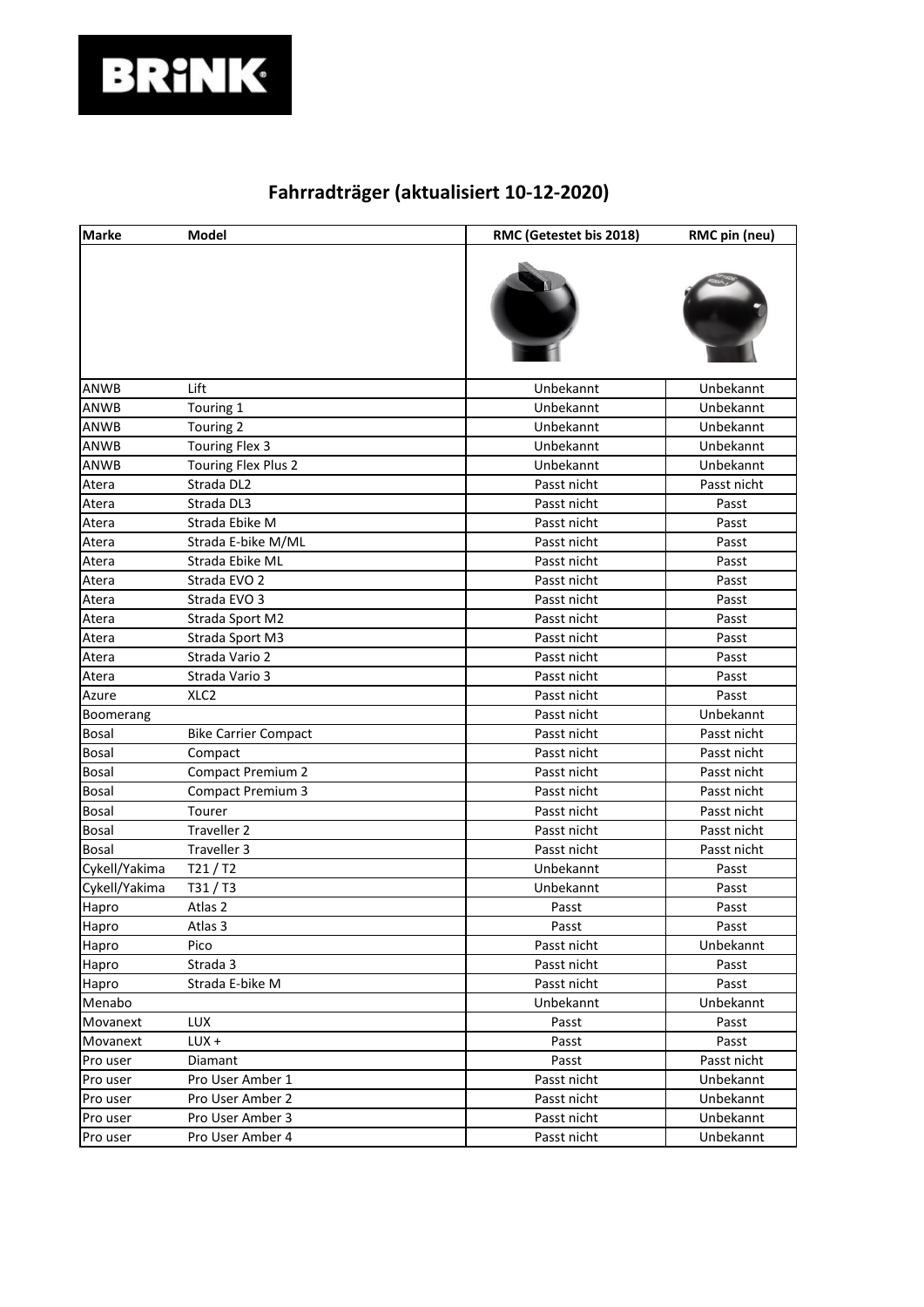# Fahrradträger (aktualisiert 10-12-2020)

| Marke | Model | RMC (Getestet bis 2018) | RMC pin (neu) |
|---|---|---|---|
| | | | |
| ANWB | Lift | Unbekannt | Unbekannt |
| ANWB | Touring 1 | Unbekannt | Unbekannt |
| ANWB | Touring 2 | Unbekannt | Unbekannt |
| ANWB | Touring Flex 3 | Unbekannt | Unbekannt |
| ANWB | Touring Flex Plus 2 | Unbekannt | Unbekannt |
| Atera | Strada DL2 | Passt nicht | Passt nicht |
| Atera | Strada DL3 | Passt nicht | Passt |
| Atera | Strada Ebike M | Passt nicht | Passt |
| Atera | Strada E-bike M/ML | Passt nicht | Passt |
| Atera | Strada Ebike ML | Passt nicht | Passt |
| Atera | Strada EVO 2 | Passt nicht | Passt |
| Atera | Strada EVO 3 | Passt nicht | Passt |
| Atera | Strada Sport M2 | Passt nicht | Passt |
| Atera | Strada Sport M3 | Passt nicht | Passt |
| Atera | Strada Vario 2 | Passt nicht | Passt |
| Atera | Strada Vario 3 | Passt nicht | Passt |
| Azure | XLC2 | Passt nicht | Passt |
| Boomerang | | Passt nicht | Unbekannt |
| Bosal | Bike Carrier Compact | Passt nicht | Passt nicht |
| Bosal | Compact | Passt nicht | Passt nicht |
| Bosal | Compact Premium 2 | Passt nicht | Passt nicht |
| Bosal | Compact Premium 3 | Passt nicht | Passt nicht |
| Bosal | Tourer | Passt nicht | Passt nicht |
| Bosal | Traveller 2 | Passt nicht | Passt nicht |
| Bosal | Traveller 3 | Passt nicht | Passt nicht |
| Cykell/Yakima | T21 / T2 | Unbekannt | Passt |
| Cykell/Yakima | T31 / T3 | Unbekannt | Passt |
| Hapro | Atlas 2 | Passt | Passt |
| Hapro | Atlas 3 | Passt | Passt |
| Hapro | Pico | Passt nicht | Unbekannt |
| Hapro | Strada 3 | Passt nicht | Passt |
| Hapro | Strada E-bike M | Passt nicht | Passt |
| Menabo | | Unbekannt | Unbekannt |
| Movanext | LUX | Passt | Passt |
| Movanext | LUX + | Passt | Passt |
| Pro user | Diamant | Passt | Passt nicht |
| Pro user | Pro User Amber 1 | Passt nicht | Unbekannt |
| Pro user | Pro User Amber 2 | Passt nicht | Unbekannt |
| Pro user | Pro User Amber 3 | Passt nicht | Unbekannt |
| Pro user | Pro User Amber 4 | Passt nicht | Unbekannt |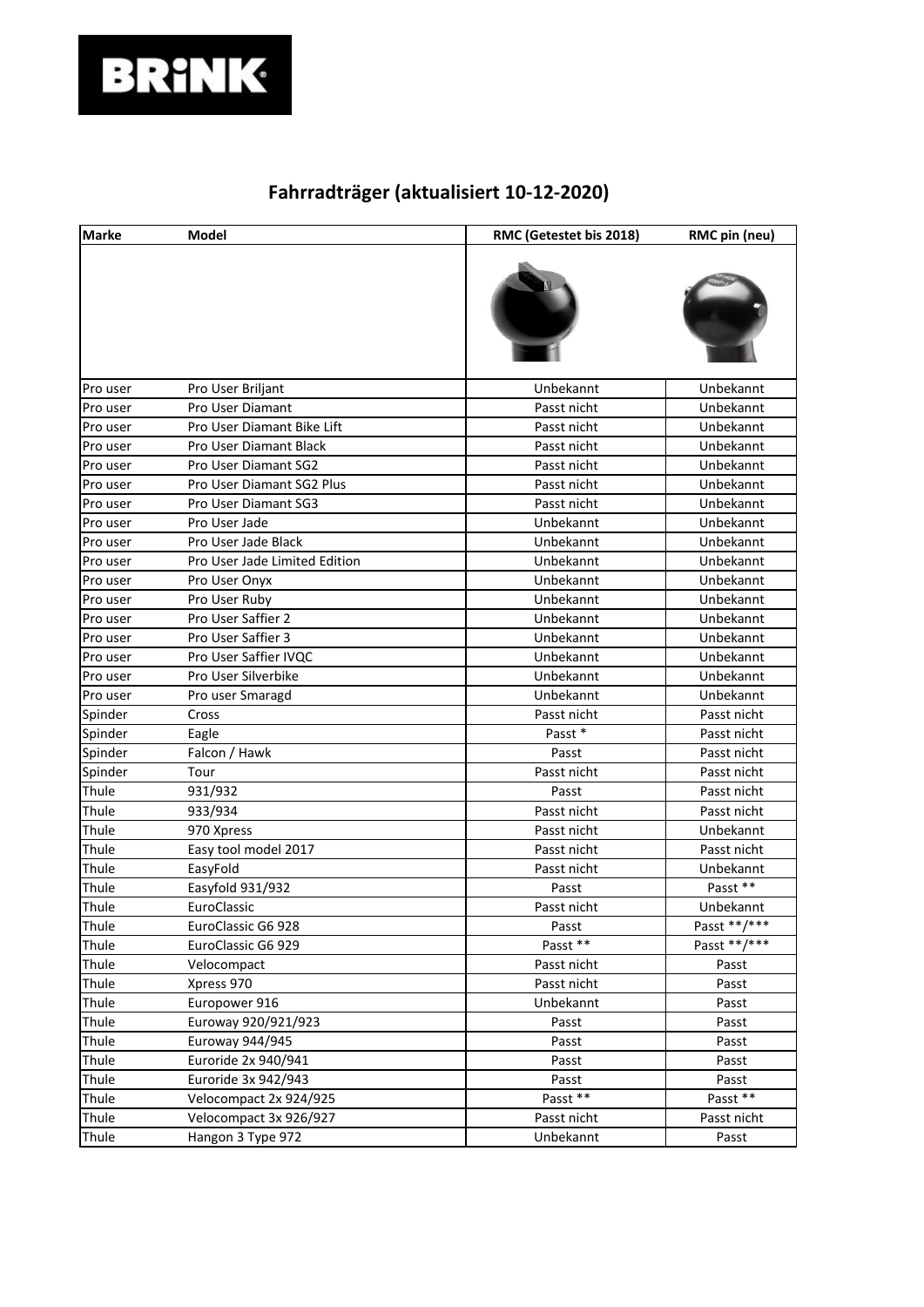# Fahrradträger (aktualisiert 10-12-2020)

| Marke | Model | RMC (Getestet bis 2018) | RMC pin (neu) |
|---|---|---|---|
| | | | |
| Pro user | Pro User Briljant | Unbekannt | Unbekannt |
| Pro user | Pro User Diamant | Passt nicht | Unbekannt |
| Pro user | Pro User Diamant Bike Lift | Passt nicht | Unbekannt |
| Pro user | Pro User Diamant Black | Passt nicht | Unbekannt |
| Pro user | Pro User Diamant SG2 | Passt nicht | Unbekannt |
| Pro user | Pro User Diamant SG2 Plus | Passt nicht | Unbekannt |
| Pro user | Pro User Diamant SG3 | Passt nicht | Unbekannt |
| Pro user | Pro User Jade | Unbekannt | Unbekannt |
| Pro user | Pro User Jade Black | Unbekannt | Unbekannt |
| Pro user | Pro User Jade Limited Edition | Unbekannt | Unbekannt |
| Pro user | Pro User Onyx | Unbekannt | Unbekannt |
| Pro user | Pro User Ruby | Unbekannt | Unbekannt |
| Pro user | Pro User Saffier 2 | Unbekannt | Unbekannt |
| Pro user | Pro User Saffier 3 | Unbekannt | Unbekannt |
| Pro user | Pro User Saffier IVQC | Unbekannt | Unbekannt |
| Pro user | Pro User Silverbike | Unbekannt | Unbekannt |
| Pro user | Pro user Smaragd | Unbekannt | Unbekannt |
| Spinder | Cross | Passt nicht | Passt nicht |
| Spinder | Eagle | Passt * | Passt nicht |
| Spinder | Falcon / Hawk | Passt | Passt nicht |
| Spinder | Tour | Passt nicht | Passt nicht |
| Thule | 931/932 | Passt | Passt nicht |
| Thule | 933/934 | Passt nicht | Passt nicht |
| Thule | 970 Xpress | Passt nicht | Unbekannt |
| Thule | Easy tool model 2017 | Passt nicht | Passt nicht |
| Thule | EasyFold | Passt nicht | Unbekannt |
| Thule | Easyfold 931/932 | Passt | Passt ** |
| Thule | EuroClassic | Passt nicht | Unbekannt |
| Thule | EuroClassic G6 928 | Passt | Passt **/*** |
| Thule | EuroClassic G6 929 | Passt ** | Passt **/*** |
| Thule | Velocompact | Passt nicht | Passt |
| Thule | Xpress 970 | Passt nicht | Passt |
| Thule | Europower 916 | Unbekannt | Passt |
| Thule | Euroway 920/921/923 | Passt | Passt |
| Thule | Euroway 944/945 | Passt | Passt |
| Thule | Euroride 2x 940/941 | Passt | Passt |
| Thule | Euroride 3x 942/943 | Passt | Passt |
| Thule | Velocompact 2x 924/925 | Passt ** | Passt ** |
| Thule | Velocompact 3x 926/927 | Passt nicht | Passt nicht |
| Thule | Hangon 3 Type 972 | Unbekannt | Passt |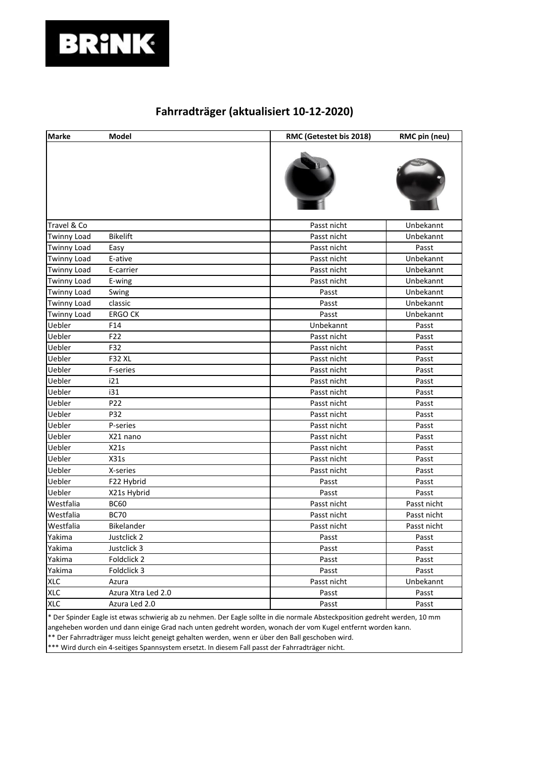## Fahrradträger (aktualisiert 10-12-2020)

| Marke | Model | RMC (Getestet bis 2018) | RMC pin (neu) |
|---|---|---|---|
| | | | |
| Travel & Co | | Passt nicht | Unbekannt |
| Twinny Load | Bikelift | Passt nicht | Unbekannt |
| Twinny Load | Easy | Passt nicht | Passt |
| Twinny Load | E-ative | Passt nicht | Unbekannt |
| Twinny Load | E-carrier | Passt nicht | Unbekannt |
| Twinny Load | E-wing | Passt nicht | Unbekannt |
| Twinny Load | Swing | Passt | Unbekannt |
| Twinny Load | classic | Passt | Unbekannt |
| Twinny Load | ERGO CK | Passt | Unbekannt |
| Uebler | F14 | Unbekannt | Passt |
| Uebler | F22 | Passt nicht | Passt |
| Uebler | F32 | Passt nicht | Passt |
| Uebler | F32 XL | Passt nicht | Passt |
| Uebler | F-series | Passt nicht | Passt |
| Uebler | i21 | Passt nicht | Passt |
| Uebler | i31 | Passt nicht | Passt |
| Uebler | P22 | Passt nicht | Passt |
| Uebler | P32 | Passt nicht | Passt |
| Uebler | P-series | Passt nicht | Passt |
| Uebler | X21 nano | Passt nicht | Passt |
| Uebler | X21s | Passt nicht | Passt |
| Uebler | X31s | Passt nicht | Passt |
| Uebler | X-series | Passt nicht | Passt |
| Uebler | F22 Hybrid | Passt | Passt |
| Uebler | X21s Hybrid | Passt | Passt |
| Westfalia | BC60 | Passt nicht | Passt nicht |
| Westfalia | BC70 | Passt nicht | Passt nicht |
| Westfalia | Bikelander | Passt nicht | Passt nicht |
| Yakima | Justclick 2 | Passt | Passt |
| Yakima | Justclick 3 | Passt | Passt |
| Yakima | Foldclick 2 | Passt | Passt |
| Yakima | Foldclick 3 | Passt | Passt |
| XLC | Azura | Passt nicht | Unbekannt |
| XLC | Azura Xtra Led 2.0 | Passt | Passt |
| XLC | Azura Led 2.0 | Passt | Passt |

* Der Spinder Eagle ist etwas schwierig ab zu nehmen. Der Eagle sollte in die normale Absteckposition gedreht werden, 10 mm angeheben worden und dann einige Grad nach unten gedreht worden, wonach der vom Kugel entfernt worden kann.

** Der Fahrradträger muss leicht geneigt gehalten werden, wenn er über den Ball geschoben wird.

*** Wird durch ein 4-seitiges Spannsystem ersetzt. In diesem Fall passt der Fahrradträger nicht.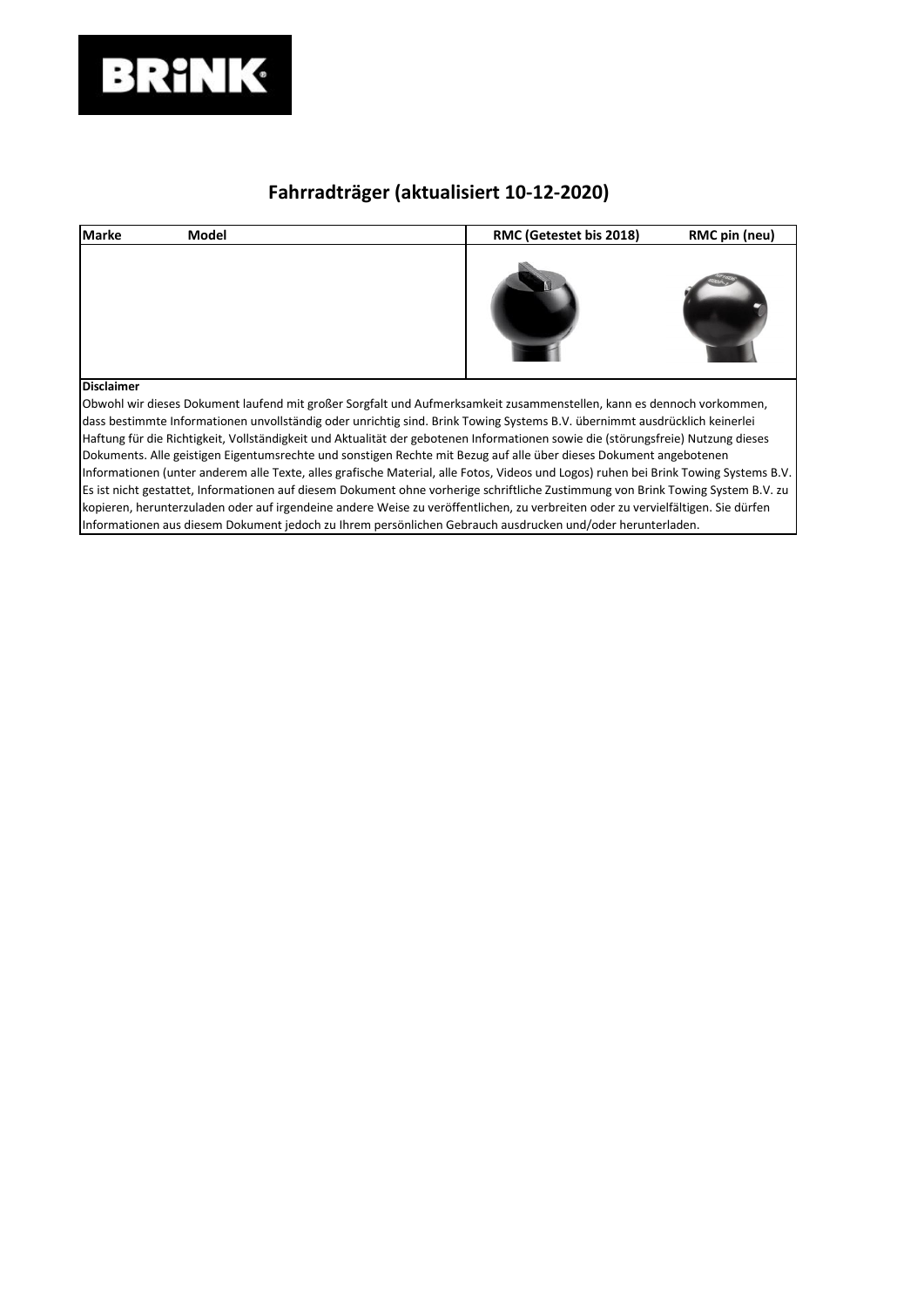# Fahrradträger (aktualisiert 10-12-2020)

| Marke | Model | RMC (Getestet bis 2018) | RMC pin (neu) |
|---|---|---|---|
| | | | |

**Disclaimer**

Obwohl wir dieses Dokument laufend mit großer Sorgfalt und Aufmerksamkeit zusammenstellen, kann es dennoch vorkommen, dass bestimmte Informationen unvollständig oder unrichtig sind. Brink Towing Systems B.V. übernimmt ausdrücklich keinerlei Haftung für die Richtigkeit, Vollständigkeit und Aktualität der gebotenen Informationen sowie die (störungsfreie) Nutzung dieses Dokuments. Alle geistigen Eigentumsrechte und sonstigen Rechte mit Bezug auf alle über dieses Dokument angebotenen Informationen (unter anderem alle Texte, alles grafische Material, alle Fotos, Videos und Logos) ruhen bei Brink Towing Systems B.V. Es ist nicht gestattet, Informationen auf diesem Dokument ohne vorherige schriftliche Zustimmung von Brink Towing System B.V. zu kopieren, herunterzuladen oder auf irgendeine andere Weise zu veröffentlichen, zu verbreiten oder zu vervielfältigen. Sie dürfen Informationen aus diesem Dokument jedoch zu Ihrem persönlichen Gebrauch ausdrucken und/oder herunterladen.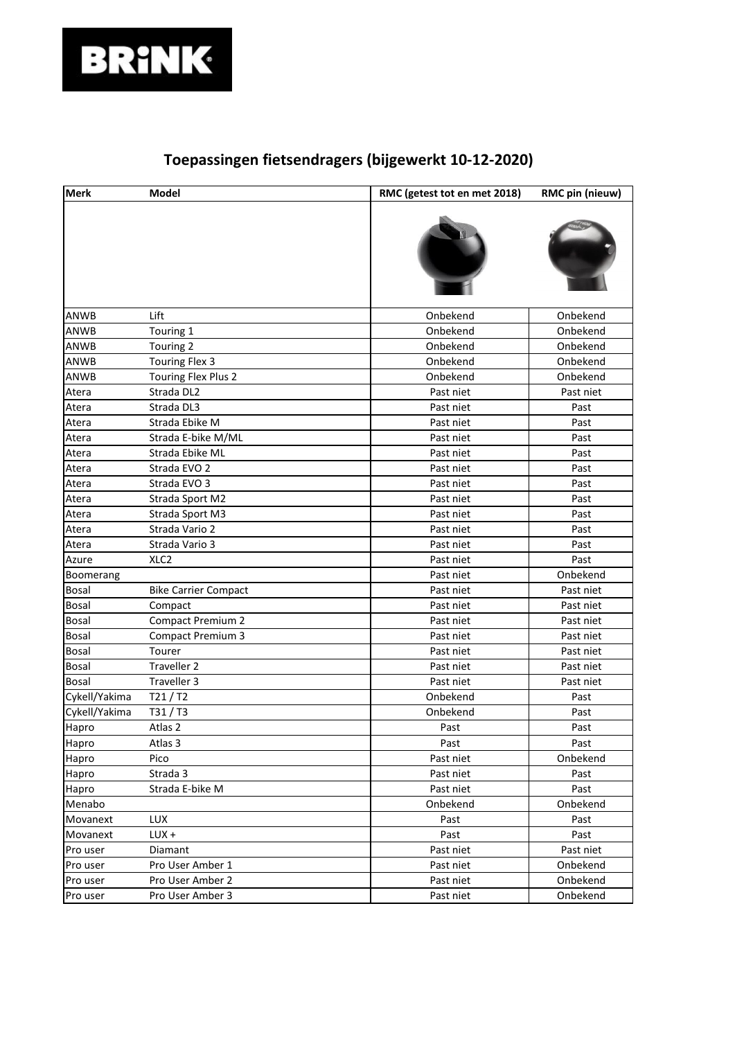# Toepassingen fietsendragers (bijgewerkt 10-12-2020)

| Merk | Model | RMC (getest tot en met 2018) | RMC pin (nieuw) |
|---|---|---|---|
| ANWB | Lift | Onbekend | Onbekend |
| ANWB | Touring 1 | Onbekend | Onbekend |
| ANWB | Touring 2 | Onbekend | Onbekend |
| ANWB | Touring Flex 3 | Onbekend | Onbekend |
| ANWB | Touring Flex Plus 2 | Onbekend | Onbekend |
| Atera | Strada DL2 | Past niet | Past niet |
| Atera | Strada DL3 | Past niet | Past |
| Atera | Strada Ebike M | Past niet | Past |
| Atera | Strada E-bike M/ML | Past niet | Past |
| Atera | Strada Ebike ML | Past niet | Past |
| Atera | Strada EVO 2 | Past niet | Past |
| Atera | Strada EVO 3 | Past niet | Past |
| Atera | Strada Sport M2 | Past niet | Past |
| Atera | Strada Sport M3 | Past niet | Past |
| Atera | Strada Vario 2 | Past niet | Past |
| Atera | Strada Vario 3 | Past niet | Past |
| Azure | XLC2 | Past niet | Past |
| Boomerang | | Past niet | Onbekend |
| Bosal | Bike Carrier Compact | Past niet | Past niet |
| Bosal | Compact | Past niet | Past niet |
| Bosal | Compact Premium 2 | Past niet | Past niet |
| Bosal | Compact Premium 3 | Past niet | Past niet |
| Bosal | Tourer | Past niet | Past niet |
| Bosal | Traveller 2 | Past niet | Past niet |
| Bosal | Traveller 3 | Past niet | Past niet |
| Cykell/Yakima | T21 / T2 | Onbekend | Past |
| Cykell/Yakima | T31 / T3 | Onbekend | Past |
| Hapro | Atlas 2 | Past | Past |
| Hapro | Atlas 3 | Past | Past |
| Hapro | Pico | Past niet | Onbekend |
| Hapro | Strada 3 | Past niet | Past |
| Hapro | Strada E-bike M | Past niet | Past |
| Menabo | | Onbekend | Onbekend |
| Movanext | LUX | Past | Past |
| Movanext | LUX + | Past | Past |
| Pro user | Diamant | Past niet | Past niet |
| Pro user | Pro User Amber 1 | Past niet | Onbekend |
| Pro user | Pro User Amber 2 | Past niet | Onbekend |
| Pro user | Pro User Amber 3 | Past niet | Onbekend |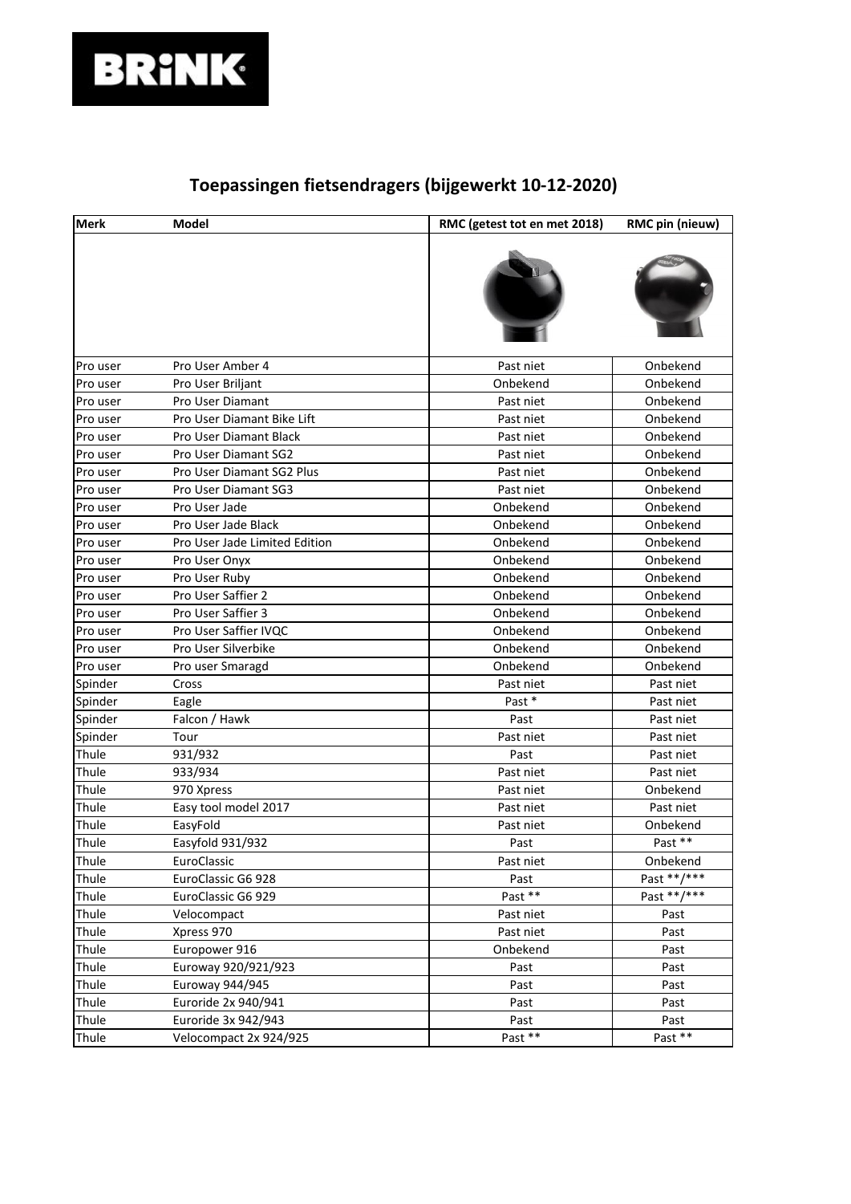# Toepassingen fietsendragers (bijgewerkt 10-12-2020)

| Merk | Model | RMC (getest tot en met 2018) | RMC pin (nieuw) |
|---|---|---|---|
| | | | |
| Pro user | Pro User Amber 4 | Past niet | Onbekend |
| Pro user | Pro User Briljant | Onbekend | Onbekend |
| Pro user | Pro User Diamant | Past niet | Onbekend |
| Pro user | Pro User Diamant Bike Lift | Past niet | Onbekend |
| Pro user | Pro User Diamant Black | Past niet | Onbekend |
| Pro user | Pro User Diamant SG2 | Past niet | Onbekend |
| Pro user | Pro User Diamant SG2 Plus | Past niet | Onbekend |
| Pro user | Pro User Diamant SG3 | Past niet | Onbekend |
| Pro user | Pro User Jade | Onbekend | Onbekend |
| Pro user | Pro User Jade Black | Onbekend | Onbekend |
| Pro user | Pro User Jade Limited Edition | Onbekend | Onbekend |
| Pro user | Pro User Onyx | Onbekend | Onbekend |
| Pro user | Pro User Ruby | Onbekend | Onbekend |
| Pro user | Pro User Saffier 2 | Onbekend | Onbekend |
| Pro user | Pro User Saffier 3 | Onbekend | Onbekend |
| Pro user | Pro User Saffier IVQC | Onbekend | Onbekend |
| Pro user | Pro User Silverbike | Onbekend | Onbekend |
| Pro user | Pro user Smaragd | Onbekend | Onbekend |
| Spinder | Cross | Past niet | Past niet |
| Spinder | Eagle | Past * | Past niet |
| Spinder | Falcon / Hawk | Past | Past niet |
| Spinder | Tour | Past niet | Past niet |
| Thule | 931/932 | Past | Past niet |
| Thule | 933/934 | Past niet | Past niet |
| Thule | 970 Xpress | Past niet | Onbekend |
| Thule | Easy tool model 2017 | Past niet | Past niet |
| Thule | EasyFold | Past niet | Onbekend |
| Thule | Easyfold 931/932 | Past | Past ** |
| Thule | EuroClassic | Past niet | Onbekend |
| Thule | EuroClassic G6 928 | Past | Past **/*** |
| Thule | EuroClassic G6 929 | Past ** | Past **/*** |
| Thule | Velocompact | Past niet | Past |
| Thule | Xpress 970 | Past niet | Past |
| Thule | Europower 916 | Onbekend | Past |
| Thule | Euroway 920/921/923 | Past | Past |
| Thule | Euroway 944/945 | Past | Past |
| Thule | Euroride 2x 940/941 | Past | Past |
| Thule | Euroride 3x 942/943 | Past | Past |
| Thule | Velocompact 2x 924/925 | Past ** | Past ** |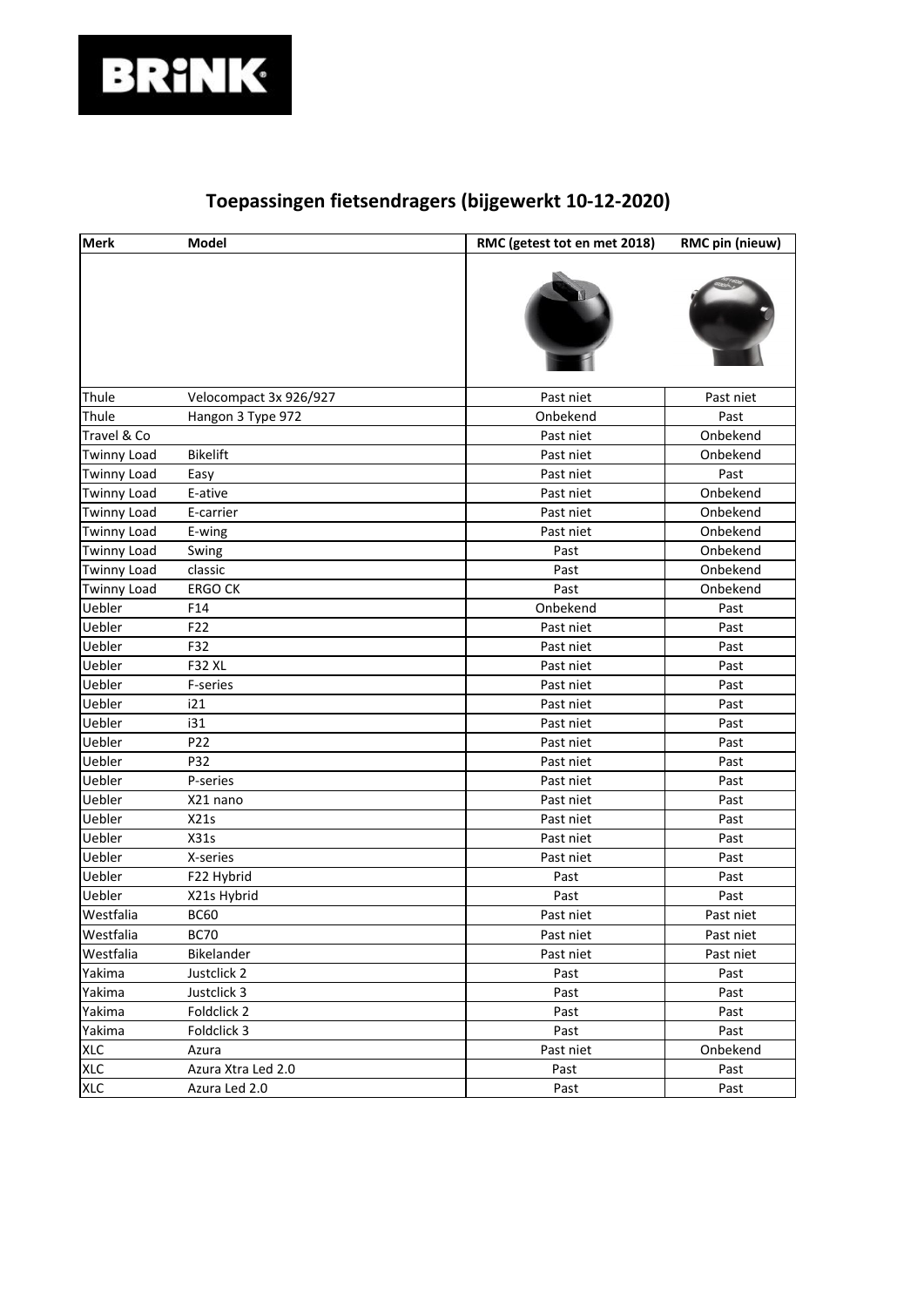# Toepassingen fietsendragers (bijgewerkt 10-12-2020)

| Merk | Model | RMC (getest tot en met 2018) | RMC pin (nieuw) |
|---|---|---|---|
| Thule | Velocompact 3x 926/927 | Past niet | Past niet |
| Thule | Hangon 3 Type 972 | Onbekend | Past |
| Travel & Co | | Past niet | Onbekend |
| Twinny Load | Bikelift | Past niet | Onbekend |
| Twinny Load | Easy | Past niet | Past |
| Twinny Load | E-ative | Past niet | Onbekend |
| Twinny Load | E-carrier | Past niet | Onbekend |
| Twinny Load | E-wing | Past niet | Onbekend |
| Twinny Load | Swing | Past | Onbekend |
| Twinny Load | classic | Past | Onbekend |
| Twinny Load | ERGO CK | Past | Onbekend |
| Uebler | F14 | Onbekend | Past |
| Uebler | F22 | Past niet | Past |
| Uebler | F32 | Past niet | Past |
| Uebler | F32 XL | Past niet | Past |
| Uebler | F-series | Past niet | Past |
| Uebler | i21 | Past niet | Past |
| Uebler | i31 | Past niet | Past |
| Uebler | P22 | Past niet | Past |
| Uebler | P32 | Past niet | Past |
| Uebler | P-series | Past niet | Past |
| Uebler | X21 nano | Past niet | Past |
| Uebler | X21s | Past niet | Past |
| Uebler | X31s | Past niet | Past |
| Uebler | X-series | Past niet | Past |
| Uebler | F22 Hybrid | Past | Past |
| Uebler | X21s Hybrid | Past | Past |
| Westfalia | BC60 | Past niet | Past niet |
| Westfalia | BC70 | Past niet | Past niet |
| Westfalia | Bikelander | Past niet | Past niet |
| Yakima | Justclick 2 | Past | Past |
| Yakima | Justclick 3 | Past | Past |
| Yakima | Foldclick 2 | Past | Past |
| Yakima | Foldclick 3 | Past | Past |
| XLC | Azura | Past niet | Onbekend |
| XLC | Azura Xtra Led 2.0 | Past | Past |
| XLC | Azura Led 2.0 | Past | Past |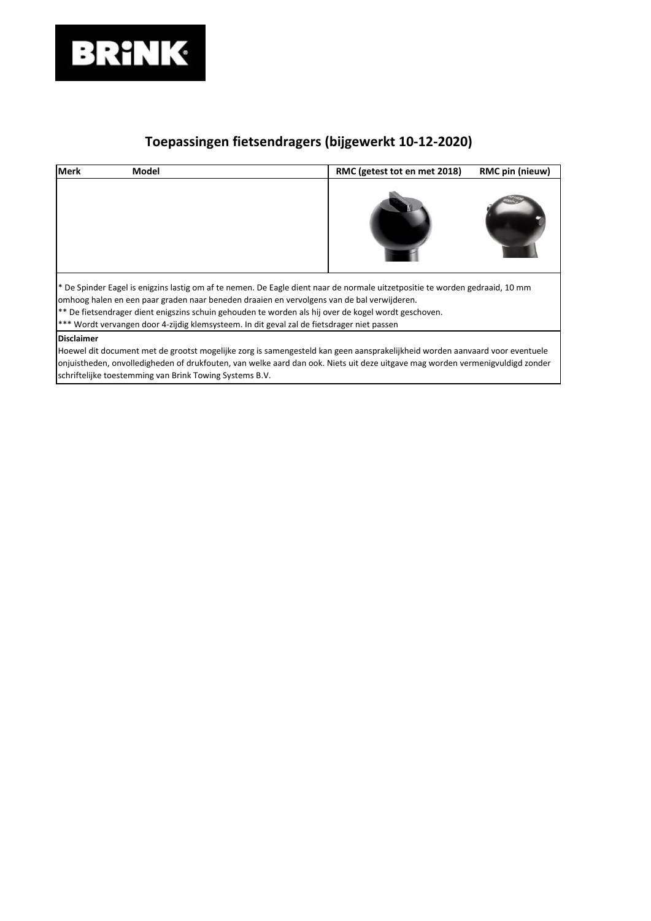# Toepassingen fietsendragers (bijgewerkt 10-12-2020)

| Merk | Model | RMC (getest tot en met 2018) | RMC pin (nieuw) |
|---|---|---|---|
| | | | |

* De Spinder Eagel is enigzins lastig om af te nemen. De Eagle dient naar de normale uitzetpositie te worden gedraaid, 10 mm omhoog halen en een paar graden naar beneden draaien en vervolgens van de bal verwijderen.
** De fietsendrager dient enigszins schuin gehouden te worden als hij over de kogel wordt geschoven.
*** Wordt vervangen door 4-zijdig klemsysteem. In dit geval zal de fietsdrager niet passen

**Disclaimer**
Hoewel dit document met de grootst mogelijke zorg is samengesteld kan geen aansprakelijkheid worden aanvaard voor eventuele onjuistheden, onvolledigheden of drukfouten, van welke aard dan ook. Niets uit deze uitgave mag worden vermenigvuldigd zonder schriftelijke toestemming van Brink Towing Systems B.V.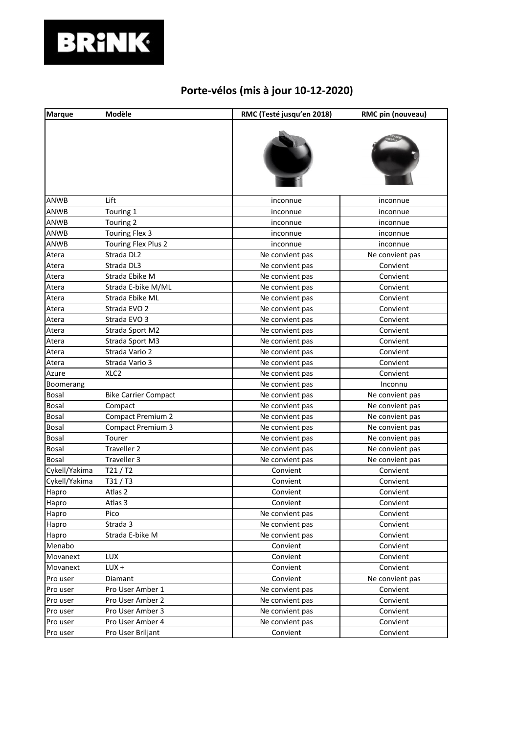BRiNK

## Porte-vélos (mis à jour 10-12-2020)

| Marque | Modèle | RMC (Testé jusqu'en 2018) | RMC pin (nouveau) |
|---|---|---|---|
| | | | |
| ANWB | Lift | inconnue | inconnue |
| ANWB | Touring 1 | inconnue | inconnue |
| ANWB | Touring 2 | inconnue | inconnue |
| ANWB | Touring Flex 3 | inconnue | inconnue |
| ANWB | Touring Flex Plus 2 | inconnue | inconnue |
| Atera | Strada DL2 | Ne convient pas | Ne convient pas |
| Atera | Strada DL3 | Ne convient pas | Convient |
| Atera | Strada Ebike M | Ne convient pas | Convient |
| Atera | Strada E-bike M/ML | Ne convient pas | Convient |
| Atera | Strada Ebike ML | Ne convient pas | Convient |
| Atera | Strada EVO 2 | Ne convient pas | Convient |
| Atera | Strada EVO 3 | Ne convient pas | Convient |
| Atera | Strada Sport M2 | Ne convient pas | Convient |
| Atera | Strada Sport M3 | Ne convient pas | Convient |
| Atera | Strada Vario 2 | Ne convient pas | Convient |
| Atera | Strada Vario 3 | Ne convient pas | Convient |
| Azure | XLC2 | Ne convient pas | Convient |
| Boomerang | | Ne convient pas | Inconnu |
| Bosal | Bike Carrier Compact | Ne convient pas | Ne convient pas |
| Bosal | Compact | Ne convient pas | Ne convient pas |
| Bosal | Compact Premium 2 | Ne convient pas | Ne convient pas |
| Bosal | Compact Premium 3 | Ne convient pas | Ne convient pas |
| Bosal | Tourer | Ne convient pas | Ne convient pas |
| Bosal | Traveller 2 | Ne convient pas | Ne convient pas |
| Bosal | Traveller 3 | Ne convient pas | Ne convient pas |
| Cykell/Yakima | T21 / T2 | Convient | Convient |
| Cykell/Yakima | T31 / T3 | Convient | Convient |
| Hapro | Atlas 2 | Convient | Convient |
| Hapro | Atlas 3 | Convient | Convient |
| Hapro | Pico | Ne convient pas | Convient |
| Hapro | Strada 3 | Ne convient pas | Convient |
| Hapro | Strada E-bike M | Ne convient pas | Convient |
| Menabo | | Convient | Convient |
| Movanext | LUX | Convient | Convient |
| Movanext | LUX + | Convient | Convient |
| Pro user | Diamant | Convient | Ne convient pas |
| Pro user | Pro User Amber 1 | Ne convient pas | Convient |
| Pro user | Pro User Amber 2 | Ne convient pas | Convient |
| Pro user | Pro User Amber 3 | Ne convient pas | Convient |
| Pro user | Pro User Amber 4 | Ne convient pas | Convient |
| Pro user | Pro User Briljant | Convient | Convient |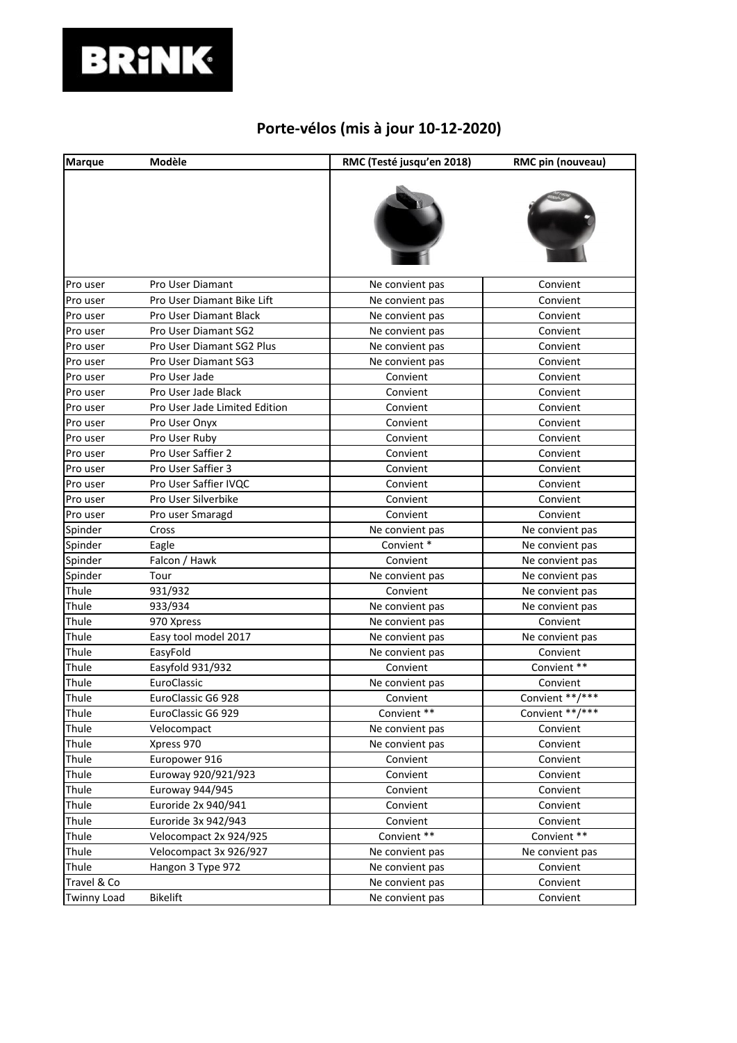# Porte-vélos (mis à jour 10-12-2020)

| Marque | Modèle | RMC (Testé jusqu'en 2018) | RMC pin (nouveau) |
|---|---|---|---|
| Pro user | Pro User Diamant | Ne convient pas | Convient |
| Pro user | Pro User Diamant Bike Lift | Ne convient pas | Convient |
| Pro user | Pro User Diamant Black | Ne convient pas | Convient |
| Pro user | Pro User Diamant SG2 | Ne convient pas | Convient |
| Pro user | Pro User Diamant SG2 Plus | Ne convient pas | Convient |
| Pro user | Pro User Diamant SG3 | Ne convient pas | Convient |
| Pro user | Pro User Jade | Convient | Convient |
| Pro user | Pro User Jade Black | Convient | Convient |
| Pro user | Pro User Jade Limited Edition | Convient | Convient |
| Pro user | Pro User Onyx | Convient | Convient |
| Pro user | Pro User Ruby | Convient | Convient |
| Pro user | Pro User Saffier 2 | Convient | Convient |
| Pro user | Pro User Saffier 3 | Convient | Convient |
| Pro user | Pro User Saffier IVQC | Convient | Convient |
| Pro user | Pro User Silverbike | Convient | Convient |
| Pro user | Pro user Smaragd | Convient | Convient |
| Spinder | Cross | Ne convient pas | Ne convient pas |
| Spinder | Eagle | Convient * | Ne convient pas |
| Spinder | Falcon / Hawk | Convient | Ne convient pas |
| Spinder | Tour | Ne convient pas | Ne convient pas |
| Thule | 931/932 | Convient | Ne convient pas |
| Thule | 933/934 | Ne convient pas | Ne convient pas |
| Thule | 970 Xpress | Ne convient pas | Convient |
| Thule | Easy tool model 2017 | Ne convient pas | Ne convient pas |
| Thule | EasyFold | Ne convient pas | Convient |
| Thule | Easyfold 931/932 | Convient | Convient ** |
| Thule | EuroClassic | Ne convient pas | Convient |
| Thule | EuroClassic G6 928 | Convient | Convient **/*** |
| Thule | EuroClassic G6 929 | Convient ** | Convient **/*** |
| Thule | Velocompact | Ne convient pas | Convient |
| Thule | Xpress 970 | Ne convient pas | Convient |
| Thule | Europower 916 | Convient | Convient |
| Thule | Euroway 920/921/923 | Convient | Convient |
| Thule | Euroway 944/945 | Convient | Convient |
| Thule | Euroride 2x 940/941 | Convient | Convient |
| Thule | Euroride 3x 942/943 | Convient | Convient |
| Thule | Velocompact 2x 924/925 | Convient ** | Convient ** |
| Thule | Velocompact 3x 926/927 | Ne convient pas | Ne convient pas |
| Thule | Hangon 3 Type 972 | Ne convient pas | Convient |
| Travel & Co | | Ne convient pas | Convient |
| Twinny Load | Bikelift | Ne convient pas | Convient |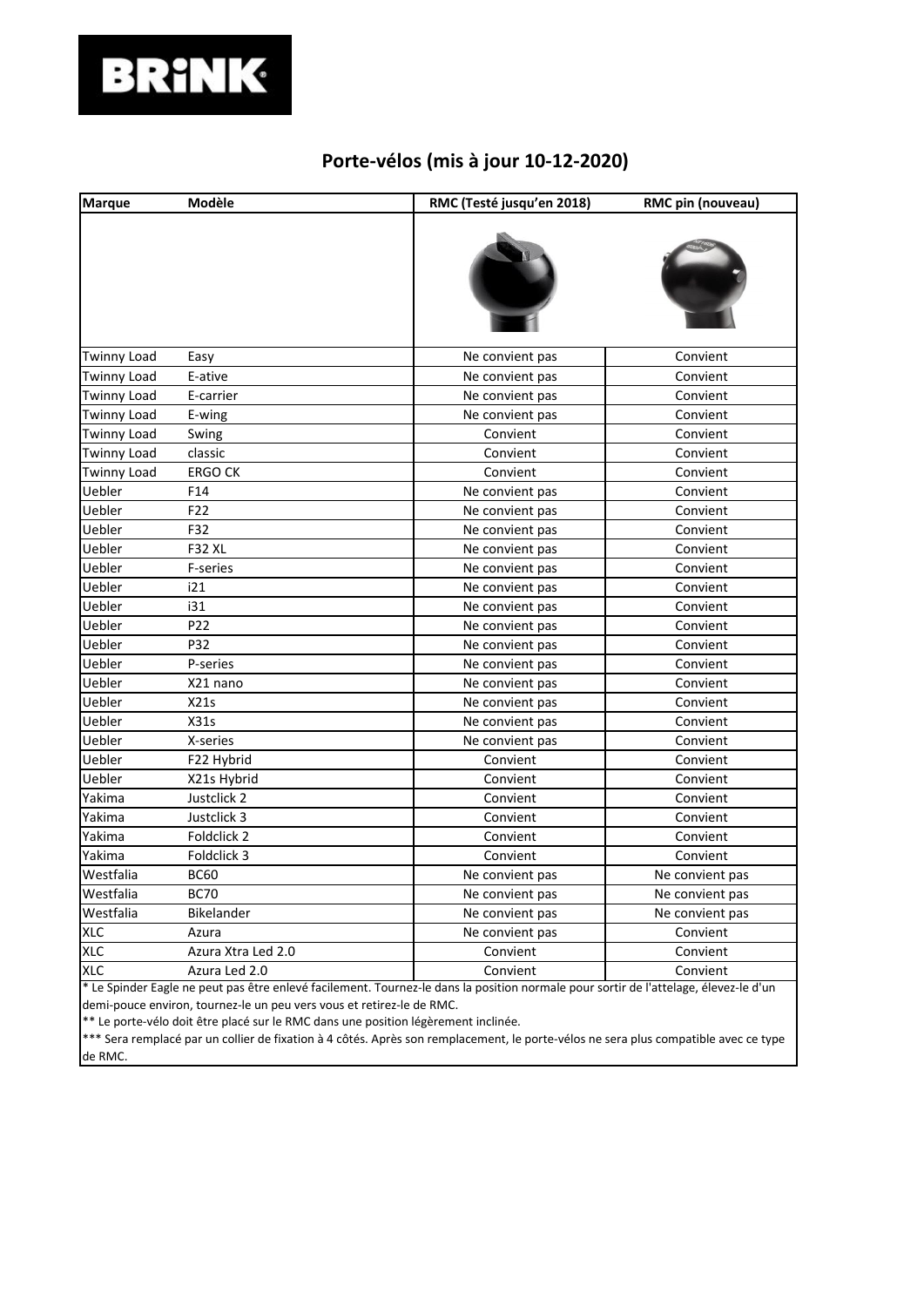# Porte-vélos (mis à jour 10-12-2020)

| Marque | Modèle | RMC (Testé jusqu'en 2018) | RMC pin (nouveau) |
|---|---|---|---|
| Twinny Load | Easy | Ne convient pas | Convient |
| Twinny Load | E-ative | Ne convient pas | Convient |
| Twinny Load | E-carrier | Ne convient pas | Convient |
| Twinny Load | E-wing | Ne convient pas | Convient |
| Twinny Load | Swing | Convient | Convient |
| Twinny Load | classic | Convient | Convient |
| Twinny Load | ERGO CK | Convient | Convient |
| Uebler | F14 | Ne convient pas | Convient |
| Uebler | F22 | Ne convient pas | Convient |
| Uebler | F32 | Ne convient pas | Convient |
| Uebler | F32 XL | Ne convient pas | Convient |
| Uebler | F-series | Ne convient pas | Convient |
| Uebler | i21 | Ne convient pas | Convient |
| Uebler | i31 | Ne convient pas | Convient |
| Uebler | P22 | Ne convient pas | Convient |
| Uebler | P32 | Ne convient pas | Convient |
| Uebler | P-series | Ne convient pas | Convient |
| Uebler | X21 nano | Ne convient pas | Convient |
| Uebler | X21s | Ne convient pas | Convient |
| Uebler | X31s | Ne convient pas | Convient |
| Uebler | X-series | Ne convient pas | Convient |
| Uebler | F22 Hybrid | Convient | Convient |
| Uebler | X21s Hybrid | Convient | Convient |
| Yakima | Justclick 2 | Convient | Convient |
| Yakima | Justclick 3 | Convient | Convient |
| Yakima | Foldclick 2 | Convient | Convient |
| Yakima | Foldclick 3 | Convient | Convient |
| Westfalia | BC60 | Ne convient pas | Ne convient pas |
| Westfalia | BC70 | Ne convient pas | Ne convient pas |
| Westfalia | Bikelander | Ne convient pas | Ne convient pas |
| XLC | Azura | Ne convient pas | Convient |
| XLC | Azura Xtra Led 2.0 | Convient | Convient |
| XLC | Azura Led 2.0 | Convient | Convient |

* Le Spinder Eagle ne peut pas être enlevé facilement. Tournez-le dans la position normale pour sortir de l'attelage, élevez-le d'un demi-pouce environ, tournez-le un peu vers vous et retirez-le de RMC.

** Le porte-vélo doit être placé sur le RMC dans une position légèrement inclinée.

*** Sera remplacé par un collier de fixation à 4 côtés. Après son remplacement, le porte-vélos ne sera plus compatible avec ce type de RMC.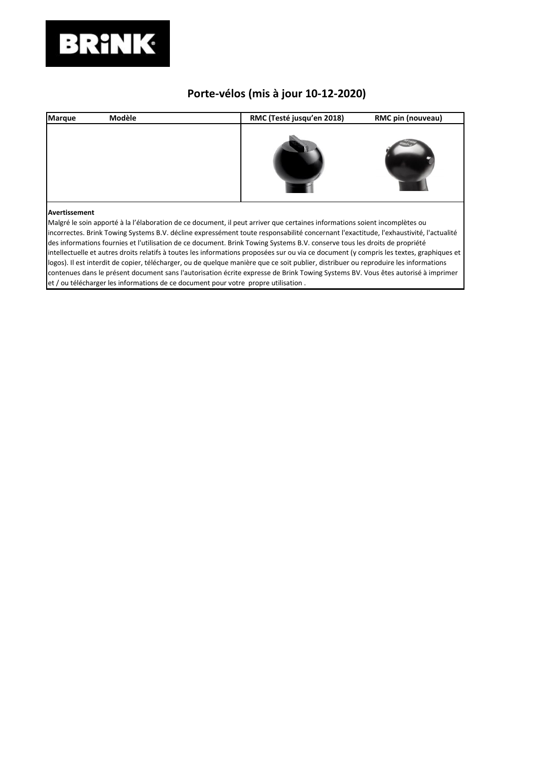## Porte-vélos (mis à jour 10-12-2020)

| Marque | Modèle | RMC (Testé jusqu'en 2018) | RMC pin (nouveau) |
|---|---|---|---|
| | | | |

**Avertissement**

Malgré le soin apporté à la l'élaboration de ce document, il peut arriver que certaines informations soient incomplètes ou incorrectes. Brink Towing Systems B.V. décline expressément toute responsabilité concernant l'exactitude, l'exhaustivité, l'actualité des informations fournies et l'utilisation de ce document. Brink Towing Systems B.V. conserve tous les droits de propriété intellectuelle et autres droits relatifs à toutes les informations proposées sur ou via ce document (y compris les textes, graphiques et logos). Il est interdit de copier, télécharger, ou de quelque manière que ce soit publier, distribuer ou reproduire les informations contenues dans le présent document sans l'autorisation écrite expresse de Brink Towing Systems BV. Vous êtes autorisé à imprimer et / ou télécharger les informations de ce document pour votre propre utilisation .